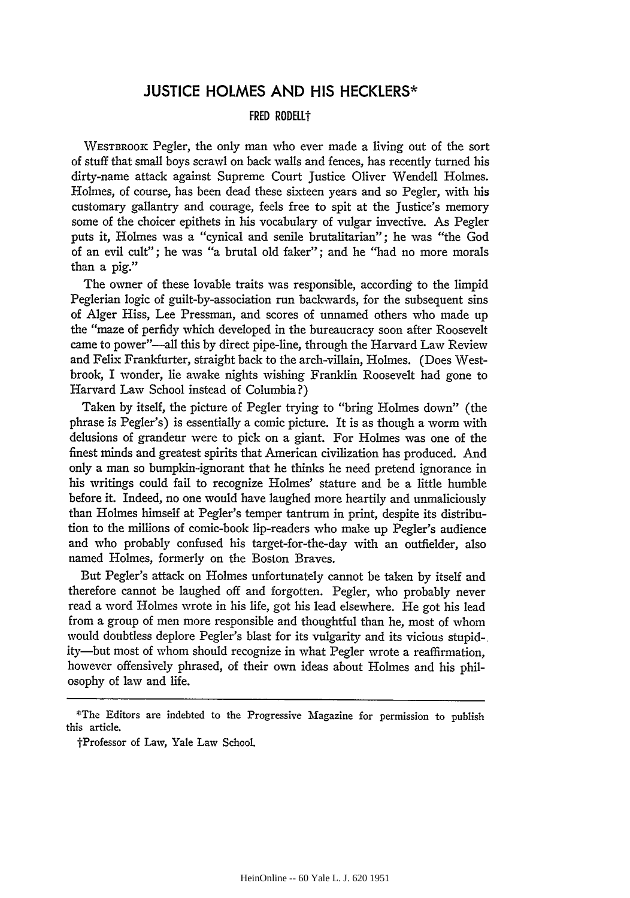# JUSTICE HOLMES AND HIS HECKLERS*

FRED RODELL†

WESTBROOK Pegler, the only man who ever made a living out of the sort of stuff that small boys scrawl on back walls and fences, has recently turned his dirty-name attack against Supreme Court Justice Oliver Wendell Holmes. Holmes, of course, has been dead these sixteen years and so Pegler, with his customary gallantry and courage, feels free to spit at the Justice's memory some of the choicer epithets in his vocabulary of vulgar invective. As Pegler puts it, Holmes was a "cynical and senile brutalitarian"; he was "the God of an evil cult"; he was "a brutal old faker"; and he "had no more morals than a pig."

The owner of these lovable traits was responsible, according to the limpid Peglerian logic of guilt-by-association run backwards, for the subsequent sins of Alger Hiss, Lee Pressman, and scores of unnamed others who made up the "maze of perfidy which developed in the bureaucracy soon after Roosevelt came to power"—all this by direct pipe-line, through the Harvard Law Review and Felix Frankfurter, straight back to the arch-villain, Holmes. (Does Westbrook, I wonder, lie awake nights wishing Franklin Roosevelt had gone to Harvard Law School instead of Columbia?)

Taken by itself, the picture of Pegler trying to "bring Holmes down" (the phrase is Pegler's) is essentially a comic picture. It is as though a worm with delusions of grandeur were to pick on a giant. For Holmes was one of the finest minds and greatest spirits that American civilization has produced. And only a man so bumpkin-ignorant that he thinks he need pretend ignorance in his writings could fail to recognize Holmes' stature and be a little humble before it. Indeed, no one would have laughed more heartily and unmaliciously than Holmes himself at Pegler's temper tantrum in print, despite its distribution to the millions of comic-book lip-readers who make up Pegler's audience and who probably confused his target-for-the-day with an outfielder, also named Holmes, formerly on the Boston Braves.

But Pegler's attack on Holmes unfortunately cannot be taken by itself and therefore cannot be laughed off and forgotten. Pegler, who probably never read a word Holmes wrote in his life, got his lead elsewhere. He got his lead from a group of men more responsible and thoughtful than he, most of whom would doubtless deplore Pegler's blast for its vulgarity and its vicious stupidity—but most of whom should recognize in what Pegler wrote a reaffirmation, however offensively phrased, of their own ideas about Holmes and his philosophy of law and life.

---

*The Editors are indebted to the Progressive Magazine for permission to publish this article.

†Professor of Law, Yale Law School.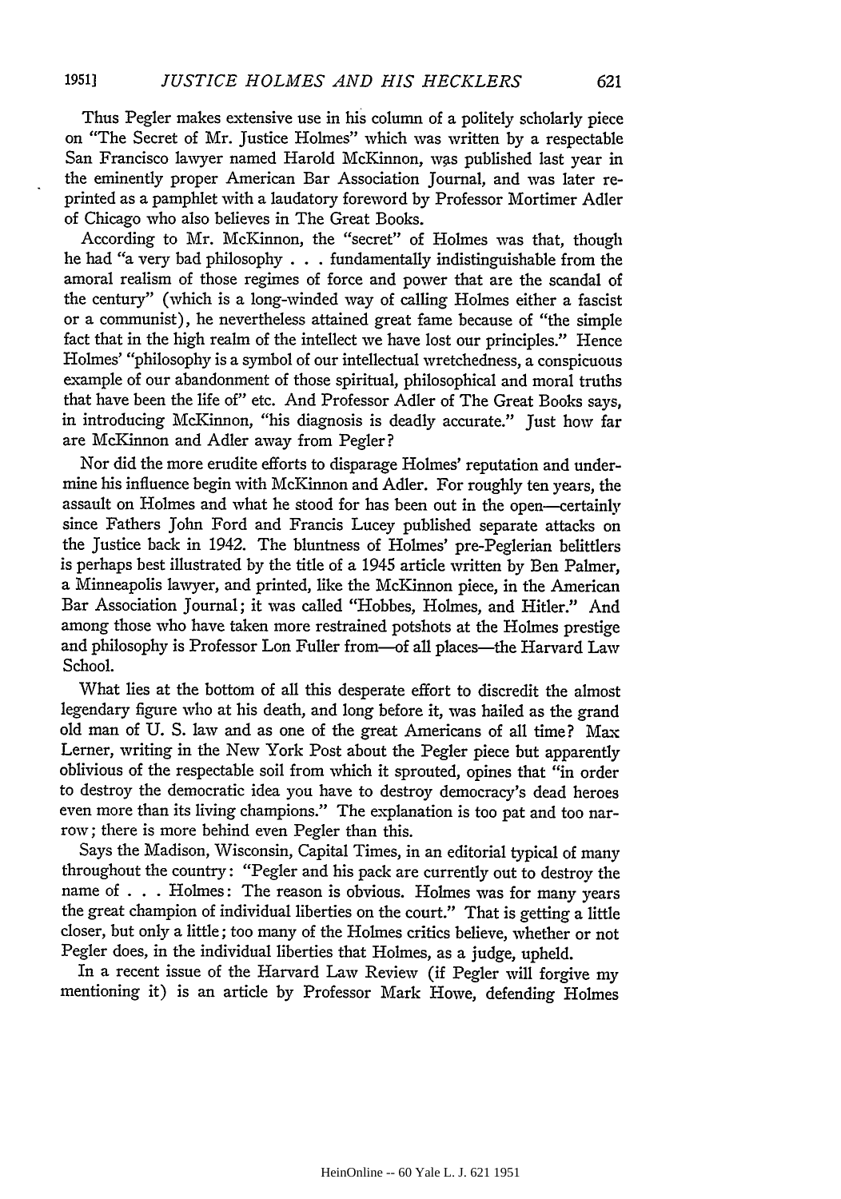Thus Pegler makes extensive use in his column of a politely scholarly piece on "The Secret of Mr. Justice Holmes" which was written by a respectable San Francisco lawyer named Harold McKinnon, was published last year in the eminently proper American Bar Association Journal, and was later reprinted as a pamphlet with a laudatory foreword by Professor Mortimer Adler of Chicago who also believes in The Great Books.

According to Mr. McKinnon, the "secret" of Holmes was that, though he had "a very bad philosophy . . . fundamentally indistinguishable from the amoral realism of those regimes of force and power that are the scandal of the century" (which is a long-winded way of calling Holmes either a fascist or a communist), he nevertheless attained great fame because of "the simple fact that in the high realm of the intellect we have lost our principles." Hence Holmes' "philosophy is a symbol of our intellectual wretchedness, a conspicuous example of our abandonment of those spiritual, philosophical and moral truths that have been the life of" etc. And Professor Adler of The Great Books says, in introducing McKinnon, "his diagnosis is deadly accurate." Just how far are McKinnon and Adler away from Pegler?

Nor did the more erudite efforts to disparage Holmes' reputation and undermine his influence begin with McKinnon and Adler. For roughly ten years, the assault on Holmes and what he stood for has been out in the open—certainly since Fathers John Ford and Francis Lucey published separate attacks on the Justice back in 1942. The bluntness of Holmes' pre-Peglerian belittlers is perhaps best illustrated by the title of a 1945 article written by Ben Palmer, a Minneapolis lawyer, and printed, like the McKinnon piece, in the American Bar Association Journal; it was called "Hobbes, Holmes, and Hitler." And among those who have taken more restrained potshots at the Holmes prestige and philosophy is Professor Lon Fuller from—of all places—the Harvard Law School.

What lies at the bottom of all this desperate effort to discredit the almost legendary figure who at his death, and long before it, was hailed as the grand old man of U. S. law and as one of the great Americans of all time? Max Lerner, writing in the New York Post about the Pegler piece but apparently oblivious of the respectable soil from which it sprouted, opines that "in order to destroy the democratic idea you have to destroy democracy's dead heroes even more than its living champions." The explanation is too pat and too narrow; there is more behind even Pegler than this.

Says the Madison, Wisconsin, Capital Times, in an editorial typical of many throughout the country: "Pegler and his pack are currently out to destroy the name of . . . Holmes: The reason is obvious. Holmes was for many years the great champion of individual liberties on the court." That is getting a little closer, but only a little; too many of the Holmes critics believe, whether or not Pegler does, in the individual liberties that Holmes, as a judge, upheld.

In a recent issue of the Harvard Law Review (if Pegler will forgive my mentioning it) is an article by Professor Mark Howe, defending Holmes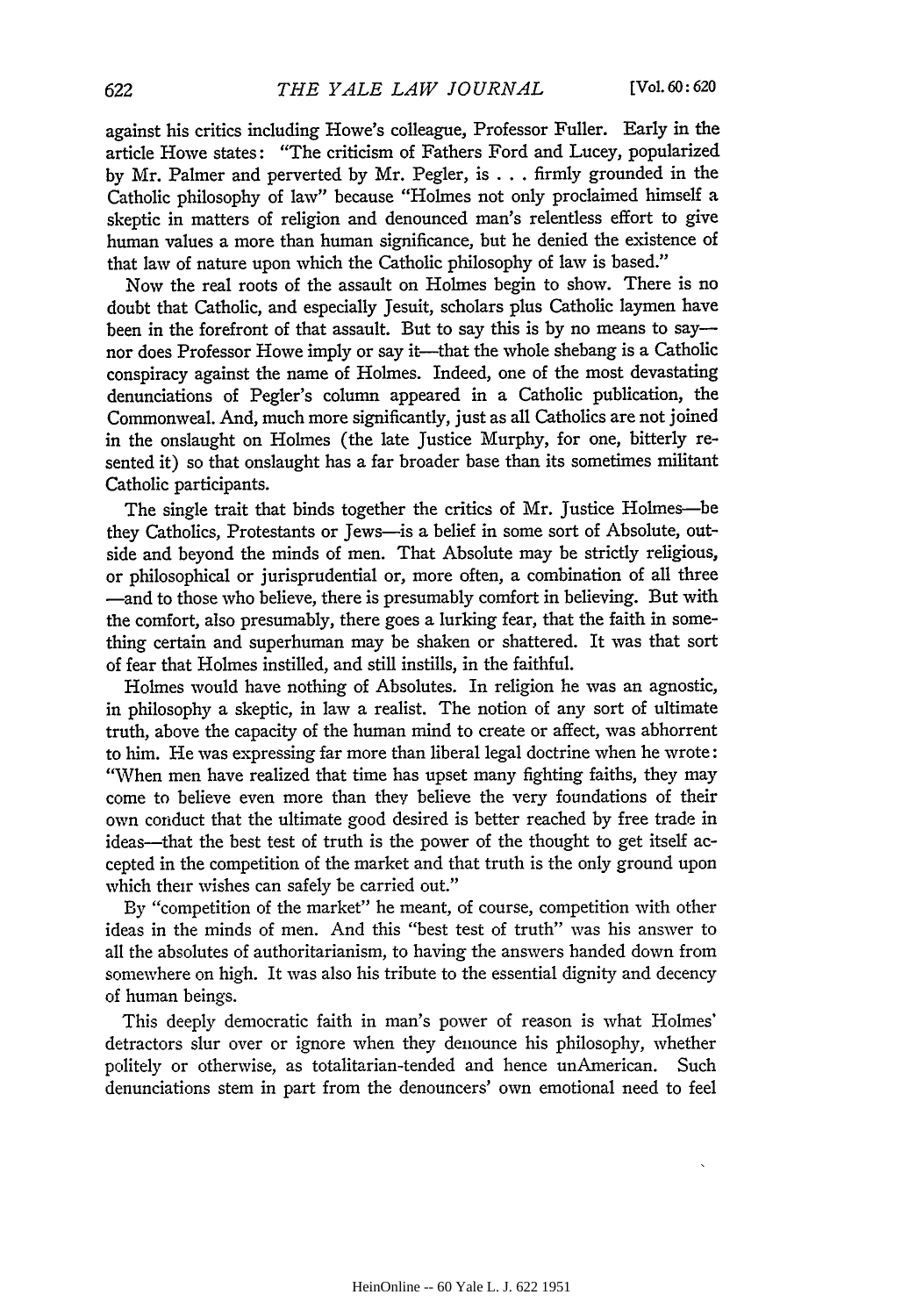against his critics including Howe's colleague, Professor Fuller. Early in the article Howe states: "The criticism of Fathers Ford and Lucey, popularized by Mr. Palmer and perverted by Mr. Pegler, is . . . firmly grounded in the Catholic philosophy of law" because "Holmes not only proclaimed himself a skeptic in matters of religion and denounced man's relentless effort to give human values a more than human significance, but he denied the existence of that law of nature upon which the Catholic philosophy of law is based."

Now the real roots of the assault on Holmes begin to show. There is no doubt that Catholic, and especially Jesuit, scholars plus Catholic laymen have been in the forefront of that assault. But to say this is by no means to say—nor does Professor Howe imply or say it—that the whole shebang is a Catholic conspiracy against the name of Holmes. Indeed, one of the most devastating denunciations of Pegler's column appeared in a Catholic publication, the Commonweal. And, much more significantly, just as all Catholics are not joined in the onslaught on Holmes (the late Justice Murphy, for one, bitterly resented it) so that onslaught has a far broader base than its sometimes militant Catholic participants.

The single trait that binds together the critics of Mr. Justice Holmes—be they Catholics, Protestants or Jews—is a belief in some sort of Absolute, outside and beyond the minds of men. That Absolute may be strictly religious, or philosophical or jurisprudential or, more often, a combination of all three—and to those who believe, there is presumably comfort in believing. But with the comfort, also presumably, there goes a lurking fear, that the faith in something certain and superhuman may be shaken or shattered. It was that sort of fear that Holmes instilled, and still instills, in the faithful.

Holmes would have nothing of Absolutes. In religion he was an agnostic, in philosophy a skeptic, in law a realist. The notion of any sort of ultimate truth, above the capacity of the human mind to create or affect, was abhorrent to him. He was expressing far more than liberal legal doctrine when he wrote: "When men have realized that time has upset many fighting faiths, they may come to believe even more than they believe the very foundations of their own conduct that the ultimate good desired is better reached by free trade in ideas—that the best test of truth is the power of the thought to get itself accepted in the competition of the market and that truth is the only ground upon which their wishes can safely be carried out."

By "competition of the market" he meant, of course, competition with other ideas in the minds of men. And this "best test of truth" was his answer to all the absolutes of authoritarianism, to having the answers handed down from somewhere on high. It was also his tribute to the essential dignity and decency of human beings.

This deeply democratic faith in man's power of reason is what Holmes' detractors slur over or ignore when they denounce his philosophy, whether politely or otherwise, as totalitarian-tended and hence unAmerican. Such denunciations stem in part from the denouncers' own emotional need to feel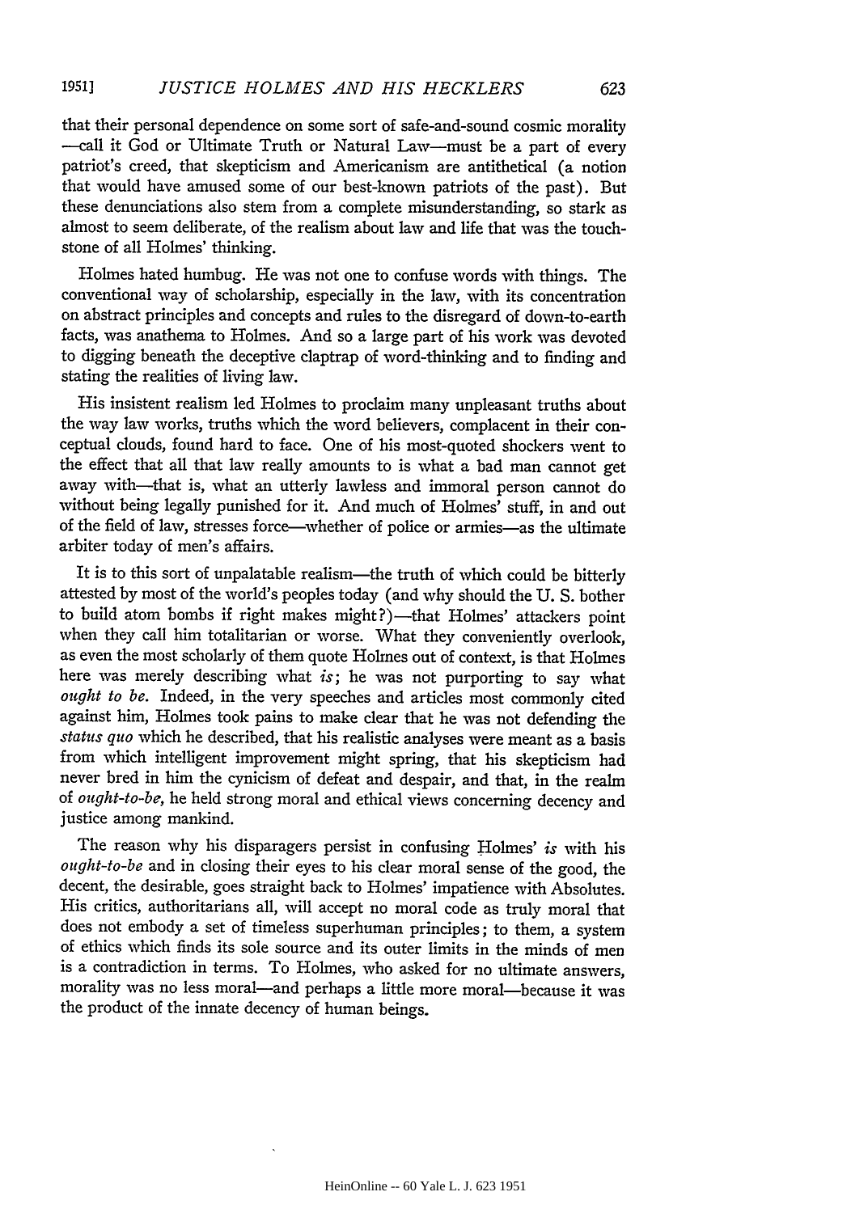that their personal dependence on some sort of safe-and-sound cosmic morality —call it God or Ultimate Truth or Natural Law—must be a part of every patriot's creed, that skepticism and Americanism are antithetical (a notion that would have amused some of our best-known patriots of the past). But these denunciations also stem from a complete misunderstanding, so stark as almost to seem deliberate, of the realism about law and life that was the touchstone of all Holmes' thinking.

Holmes hated humbug. He was not one to confuse words with things. The conventional way of scholarship, especially in the law, with its concentration on abstract principles and concepts and rules to the disregard of down-to-earth facts, was anathema to Holmes. And so a large part of his work was devoted to digging beneath the deceptive claptrap of word-thinking and to finding and stating the realities of living law.

His insistent realism led Holmes to proclaim many unpleasant truths about the way law works, truths which the word believers, complacent in their conceptual clouds, found hard to face. One of his most-quoted shockers went to the effect that all that law really amounts to is what a bad man cannot get away with—that is, what an utterly lawless and immoral person cannot do without being legally punished for it. And much of Holmes' stuff, in and out of the field of law, stresses force—whether of police or armies—as the ultimate arbiter today of men's affairs.

It is to this sort of unpalatable realism—the truth of which could be bitterly attested by most of the world's peoples today (and why should the U. S. bother to build atom bombs if right makes might?)—that Holmes' attackers point when they call him totalitarian or worse. What they conveniently overlook, as even the most scholarly of them quote Holmes out of context, is that Holmes here was merely describing what *is*; he was not purporting to say what *ought to be*. Indeed, in the very speeches and articles most commonly cited against him, Holmes took pains to make clear that he was not defending the *status quo* which he described, that his realistic analyses were meant as a basis from which intelligent improvement might spring, that his skepticism had never bred in him the cynicism of defeat and despair, and that, in the realm of *ought-to-be*, he held strong moral and ethical views concerning decency and justice among mankind.

The reason why his disparagers persist in confusing Holmes' *is* with his *ought-to-be* and in closing their eyes to his clear moral sense of the good, the decent, the desirable, goes straight back to Holmes' impatience with Absolutes. His critics, authoritarians all, will accept no moral code as truly moral that does not embody a set of timeless superhuman principles; to them, a system of ethics which finds its sole source and its outer limits in the minds of men is a contradiction in terms. To Holmes, who asked for no ultimate answers, morality was no less moral—and perhaps a little more moral—because it was the product of the innate decency of human beings.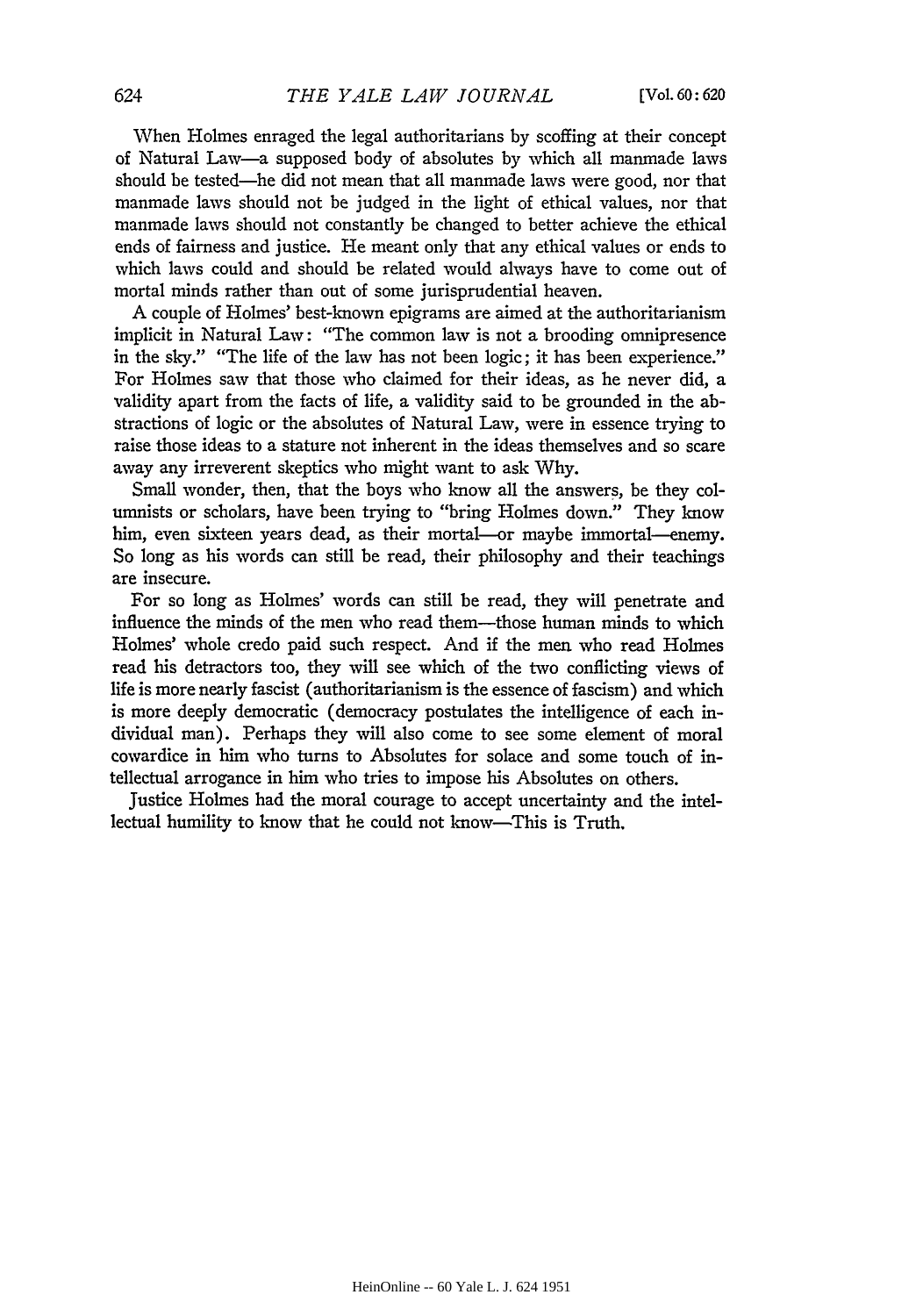When Holmes enraged the legal authoritarians by scoffing at their concept of Natural Law—a supposed body of absolutes by which all manmade laws should be tested—he did not mean that all manmade laws were good, nor that manmade laws should not be judged in the light of ethical values, nor that manmade laws should not constantly be changed to better achieve the ethical ends of fairness and justice. He meant only that any ethical values or ends to which laws could and should be related would always have to come out of mortal minds rather than out of some jurisprudential heaven.

A couple of Holmes' best-known epigrams are aimed at the authoritarianism implicit in Natural Law: "The common law is not a brooding omnipresence in the sky." "The life of the law has not been logic; it has been experience." For Holmes saw that those who claimed for their ideas, as he never did, a validity apart from the facts of life, a validity said to be grounded in the abstractions of logic or the absolutes of Natural Law, were in essence trying to raise those ideas to a stature not inherent in the ideas themselves and so scare away any irreverent skeptics who might want to ask Why.

Small wonder, then, that the boys who know all the answers, be they columnists or scholars, have been trying to "bring Holmes down." They know him, even sixteen years dead, as their mortal—or maybe immortal—enemy. So long as his words can still be read, their philosophy and their teachings are insecure.

For so long as Holmes' words can still be read, they will penetrate and influence the minds of the men who read them—those human minds to which Holmes' whole credo paid such respect. And if the men who read Holmes read his detractors too, they will see which of the two conflicting views of life is more nearly fascist (authoritarianism is the essence of fascism) and which is more deeply democratic (democracy postulates the intelligence of each individual man). Perhaps they will also come to see some element of moral cowardice in him who turns to Absolutes for solace and some touch of intellectual arrogance in him who tries to impose his Absolutes on others.

Justice Holmes had the moral courage to accept uncertainty and the intellectual humility to know that he could not know—This is Truth.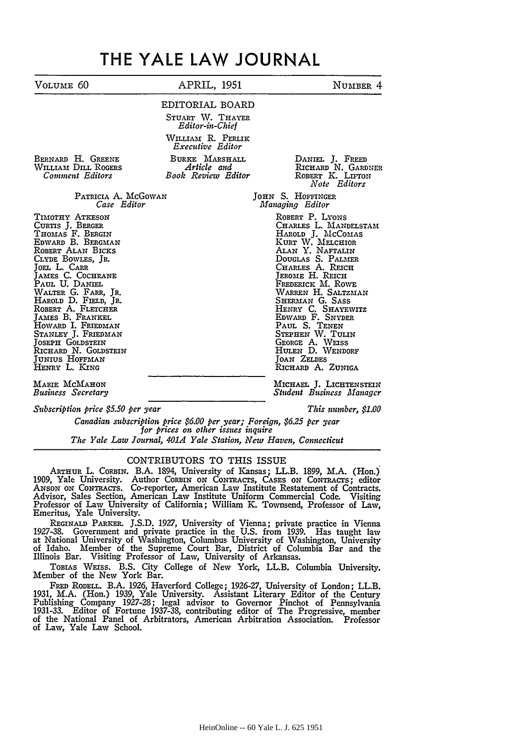# THE YALE LAW JOURNAL

VOLUME 60 APRIL, 1951 NUMBER 4

EDITORIAL BOARD

STUART W. THAYER
*Editor-in-Chief*

WILLIAM R. PERLIK
*Executive Editor*

BERNARD H. GREENE
WILLIAM DILL ROGERS
*Comment Editors*

BURKE MARSHALL
*Article and Book Review Editor*

DANIEL J. FREED
RICHARD N. GARDNER
ROBERT K. LIFTON
*Note Editors*

PATRICIA A. MCGOWAN
*Case Editor*

JOHN S. HOFFINGER
*Managing Editor*

TIMOTHY ATKESON
CURTIS J. BERGER
THOMAS F. BERGIN
EDWARD B. BERGMAN
ROBERT ALAN BICKS
CLYDE BOWLES, JR.
JOEL L. CARR
JAMES C. COCHRANE
PAUL U. DANIEL
WALTER G. FARR, JR.
HAROLD D. FIELD, JR.
ROBERT A. FLETCHER
JAMES B. FRANKEL
HOWARD I. FRIEDMAN
STANLEY J. FRIEDMAN
JOSEPH GOLDSTEIN
RICHARD N. GOLDSTEIN
JUNIUS HOFFMAN
HENRY L. KING

ROBERT P. LYONS
CHARLES L. MANDELSTAM
HAROLD J. MCCOMAS
KURT W. MELCHIOR
ALAN Y. NAFTALIN
DOUGLAS S. PALMER
CHARLES A. REICH
JEROME H. REICH
FREDERICK M. ROWE
WARREN H. SALTZMAN
SHERMAN G. SASS
HENRY C. SHAYEWITZ
EDWARD F. SNYDER
PAUL S. TENEN
STEPHEN W. TULIN
GEORGE A. WEISS
HULEN D. WENDORF
JOAN ZELDES
RICHARD A. ZUNIGA

MARIE MCMAHON
*Business Secretary*

MICHAEL J. LICHTENSTEIN
*Student Business Manager*

*Subscription price $5.50 per year* *This number, $1.00*

*Canadian subscription price $6.00 per year; Foreign, $6.25 per year for prices on other issues inquire*

*The Yale Law Journal, 401A Yale Station, New Haven, Connecticut*

## CONTRIBUTORS TO THIS ISSUE

ARTHUR L. CORBIN. B.A. 1894, University of Kansas; LL.B. 1899, M.A. (Hon.) 1909, Yale University. Author CORBIN ON CONTRACTS, CASES ON CONTRACTS; editor ANSON ON CONTRACTS. Co-reporter, American Law Institute Restatement of Contracts. Advisor, Sales Section, American Law Institute Uniform Commercial Code. Visiting Professor of Law University of California; William K. Townsend, Professor of Law, Emeritus, Yale University.

REGINALD PARKER. J.S.D. 1927, University of Vienna; private practice in Vienna 1927-38. Government and private practice in the U.S. from 1939. Has taught law at National University of Washington, Columbus University of Washington, University of Idaho. Member of the Supreme Court Bar, District of Columbia Bar and the Illinois Bar. Visiting Professor of Law, University of Arkansas.

TOBIAS WEISS. B.S. City College of New York, LL.B. Columbia University. Member of the New York Bar.

FRED RODELL. B.A. 1926, Haverford College; 1926-27, University of London; LL.B. 1931, M.A. (Hon.) 1939, Yale University. Assistant Literary Editor of the Century Publishing Company 1927-28; legal advisor to Governor Pinchot of Pennsylvania 1931-33. Editor of Fortune 1937-38, contributing editor of The Progressive, member of the National Panel of Arbitrators, American Arbitration Association. Professor of Law, Yale Law School.